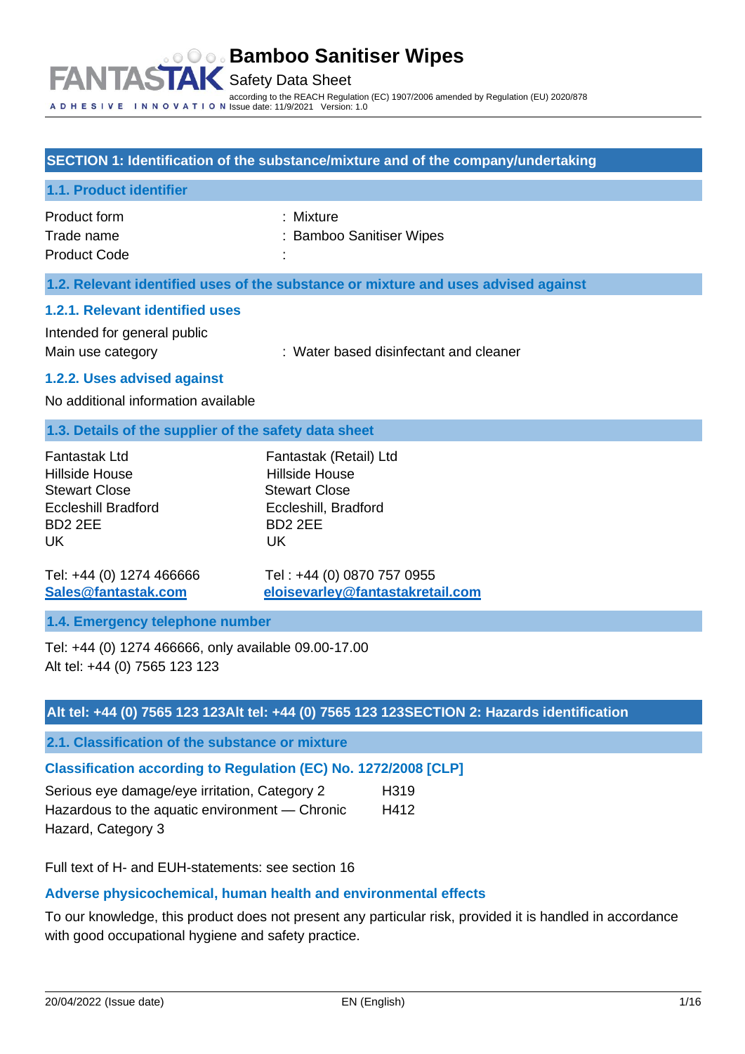# Bamboo Sanitiser Wipes

Safety Data Sheet

according to the REACH Regulation (EC) 1907/2006 amended by Regulation (EU) 2020/878

Issue date: 11/9/2021 Version: 1.0

## SECTION 1: Identification of the substance/mixture and of the company/undertaking

### 1.1. Product identifier

Product form : Mixture
Trade name : Bamboo Sanitiser Wipes
Product Code :

### 1.2. Relevant identified uses of the substance or mixture and uses advised against

#### 1.2.1. Relevant identified uses

Intended for general public
Main use category : Water based disinfectant and cleaner

#### 1.2.2. Uses advised against

No additional information available

### 1.3. Details of the supplier of the safety data sheet

Fantastak Ltd
Hillside House
Stewart Close
Eccleshill Bradford
BD2 2EE
UK

Tel: +44 (0) 1274 466666
**Sales@fantastak.com**

Fantastak (Retail) Ltd
Hillside House
Stewart Close
Eccleshill, Bradford
BD2 2EE
UK

Tel : +44 (0) 0870 757 0955
**eloisevarley@fantastakretail.com**

### 1.4. Emergency telephone number

Tel: +44 (0) 1274 466666, only available 09.00-17.00
Alt tel: +44 (0) 7565 123 123

## Alt tel: +44 (0) 7565 123 123Alt tel: +44 (0) 7565 123 123SECTION 2: Hazards identification

### 2.1. Classification of the substance or mixture

#### Classification according to Regulation (EC) No. 1272/2008 [CLP]

| | |
|---|---|
| Serious eye damage/eye irritation, Category 2 | H319 |
| Hazardous to the aquatic environment — Chronic Hazard, Category 3 | H412 |

Full text of H- and EUH-statements: see section 16

#### Adverse physicochemical, human health and environmental effects

To our knowledge, this product does not present any particular risk, provided it is handled in accordance with good occupational hygiene and safety practice.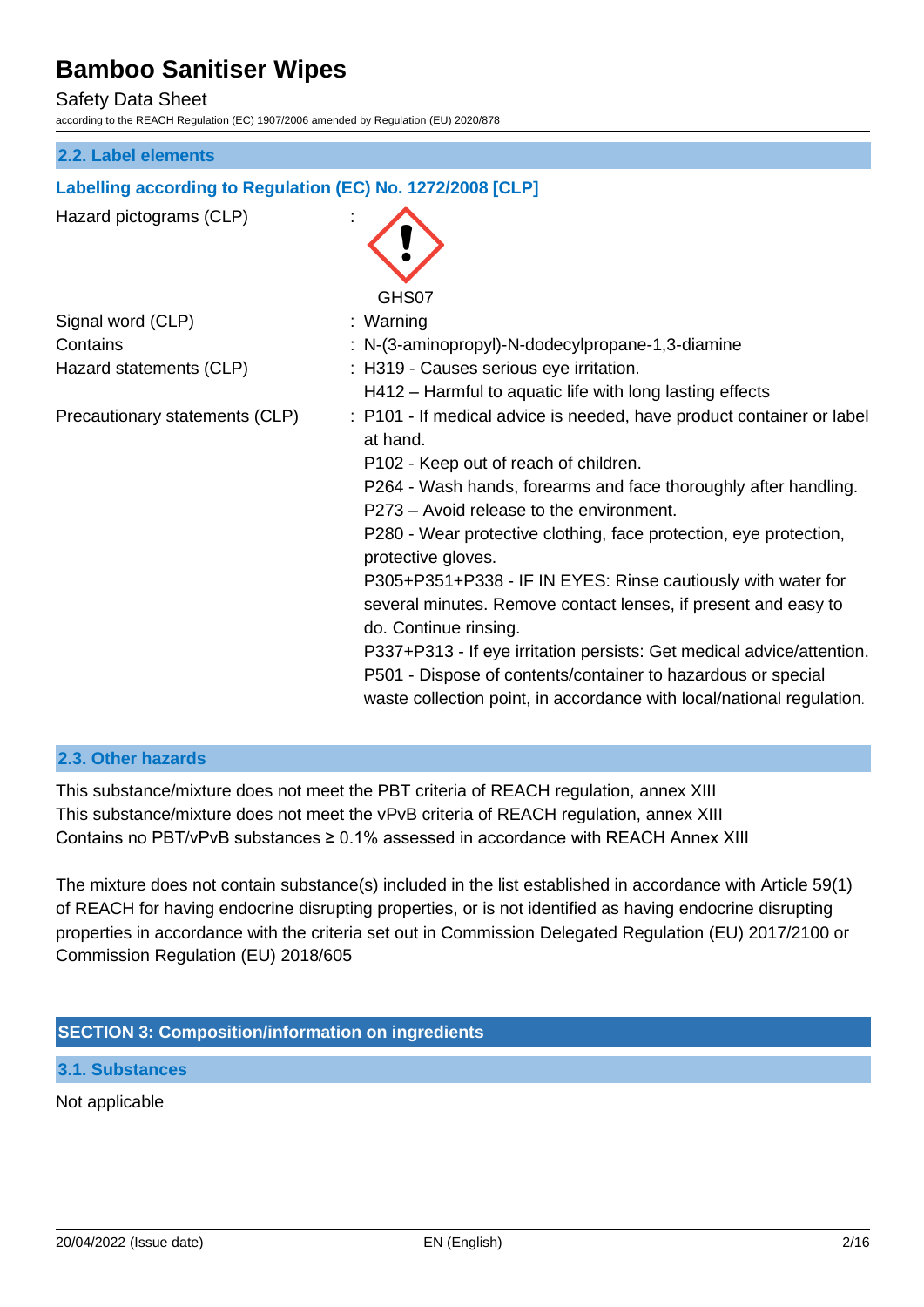## 2.2. Label elements

### Labelling according to Regulation (EC) No. 1272/2008 [CLP]

| | |
|---|---|
| Hazard pictograms (CLP) | : GHS07 |
| Signal word (CLP) | : Warning |
| Contains | : N-(3-aminopropyl)-N-dodecylpropane-1,3-diamine |
| Hazard statements (CLP) | : H319 - Causes serious eye irritation.<br>H412 – Harmful to aquatic life with long lasting effects |
| Precautionary statements (CLP) | : P101 - If medical advice is needed, have product container or label at hand.<br>P102 - Keep out of reach of children.<br>P264 - Wash hands, forearms and face thoroughly after handling.<br>P273 – Avoid release to the environment.<br>P280 - Wear protective clothing, face protection, eye protection, protective gloves.<br>P305+P351+P338 - IF IN EYES: Rinse cautiously with water for several minutes. Remove contact lenses, if present and easy to do. Continue rinsing.<br>P337+P313 - If eye irritation persists: Get medical advice/attention.<br>P501 - Dispose of contents/container to hazardous or special waste collection point, in accordance with local/national regulation. |

## 2.3. Other hazards

This substance/mixture does not meet the PBT criteria of REACH regulation, annex XIII
This substance/mixture does not meet the vPvB criteria of REACH regulation, annex XIII
Contains no PBT/vPvB substances ≥ 0.1% assessed in accordance with REACH Annex XIII

The mixture does not contain substance(s) included in the list established in accordance with Article 59(1) of REACH for having endocrine disrupting properties, or is not identified as having endocrine disrupting properties in accordance with the criteria set out in Commission Delegated Regulation (EU) 2017/2100 or Commission Regulation (EU) 2018/605

# SECTION 3: Composition/information on ingredients

## 3.1. Substances

Not applicable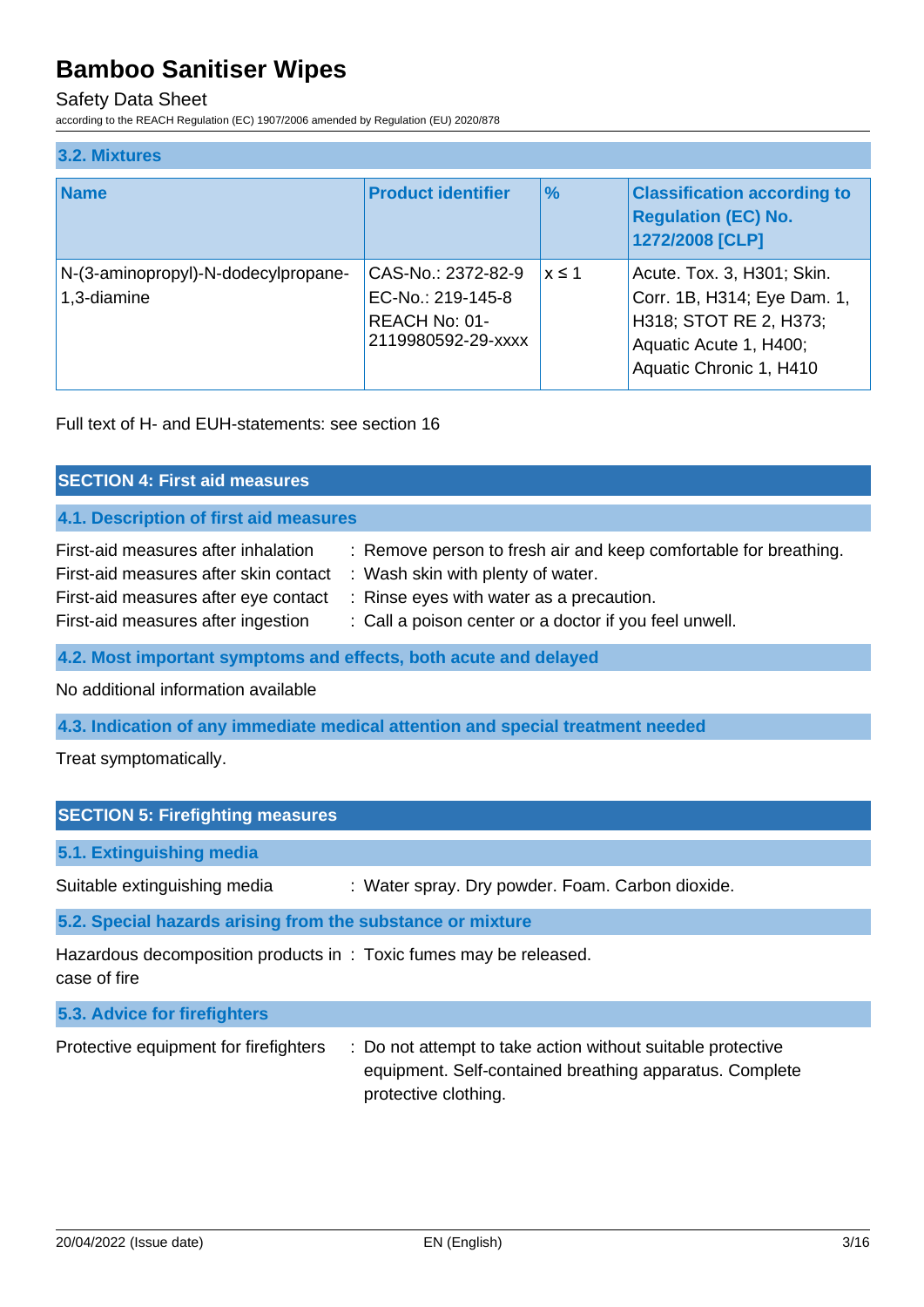### 3.2. Mixtures

| Name | Product identifier | % | Classification according to Regulation (EC) No. 1272/2008 [CLP] |
|---|---|---|---|
| N-(3-aminopropyl)-N-dodecylpropane-1,3-diamine | CAS-No.: 2372-82-9<br>EC-No.: 219-145-8<br>REACH No: 01-2119980592-29-xxxx | $x \leq 1$ | Acute. Tox. 3, H301; Skin. Corr. 1B, H314; Eye Dam. 1, H318; STOT RE 2, H373; Aquatic Acute 1, H400; Aquatic Chronic 1, H410 |

Full text of H- and EUH-statements: see section 16

## SECTION 4: First aid measures

### 4.1. Description of first aid measures

First-aid measures after inhalation : Remove person to fresh air and keep comfortable for breathing.
First-aid measures after skin contact : Wash skin with plenty of water.
First-aid measures after eye contact : Rinse eyes with water as a precaution.
First-aid measures after ingestion : Call a poison center or a doctor if you feel unwell.

### 4.2. Most important symptoms and effects, both acute and delayed

No additional information available

### 4.3. Indication of any immediate medical attention and special treatment needed

Treat symptomatically.

## SECTION 5: Firefighting measures

### 5.1. Extinguishing media

Suitable extinguishing media : Water spray. Dry powder. Foam. Carbon dioxide.

### 5.2. Special hazards arising from the substance or mixture

Hazardous decomposition products in case of fire : Toxic fumes may be released.

### 5.3. Advice for firefighters

Protective equipment for firefighters : Do not attempt to take action without suitable protective equipment. Self-contained breathing apparatus. Complete protective clothing.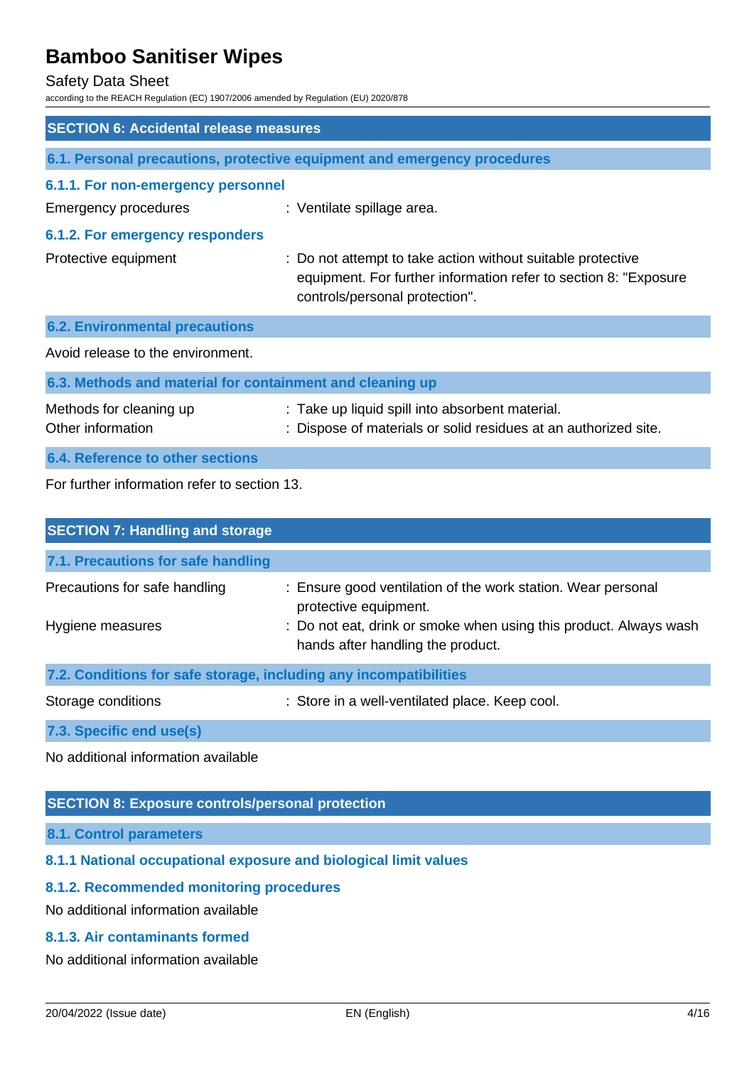## SECTION 6: Accidental release measures

### 6.1. Personal precautions, protective equipment and emergency procedures

#### 6.1.1. For non-emergency personnel

Emergency procedures : Ventilate spillage area.

#### 6.1.2. For emergency responders

Protective equipment : Do not attempt to take action without suitable protective equipment. For further information refer to section 8: "Exposure controls/personal protection".

### 6.2. Environmental precautions

Avoid release to the environment.

### 6.3. Methods and material for containment and cleaning up

Methods for cleaning up : Take up liquid spill into absorbent material.

Other information : Dispose of materials or solid residues at an authorized site.

### 6.4. Reference to other sections

For further information refer to section 13.

## SECTION 7: Handling and storage

### 7.1. Precautions for safe handling

Precautions for safe handling : Ensure good ventilation of the work station. Wear personal protective equipment.

Hygiene measures : Do not eat, drink or smoke when using this product. Always wash hands after handling the product.

### 7.2. Conditions for safe storage, including any incompatibilities

Storage conditions : Store in a well-ventilated place. Keep cool.

### 7.3. Specific end use(s)

No additional information available

## SECTION 8: Exposure controls/personal protection

### 8.1. Control parameters

#### 8.1.1 National occupational exposure and biological limit values

#### 8.1.2. Recommended monitoring procedures

No additional information available

#### 8.1.3. Air contaminants formed

No additional information available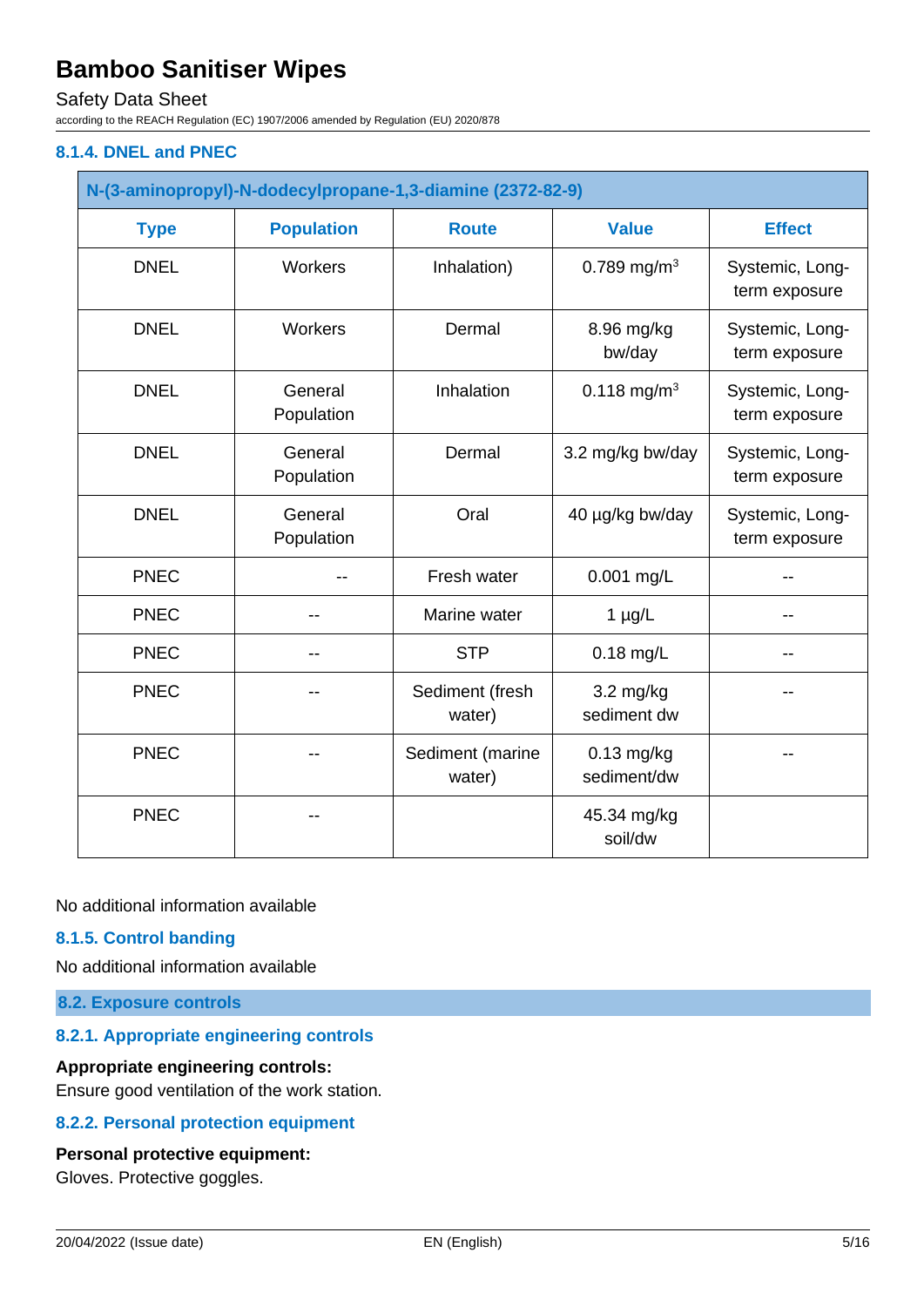### 8.1.4. DNEL and PNEC

| N-(3-aminopropyl)-N-dodecylpropane-1,3-diamine (2372-82-9) | | | | |
|---|---|---|---|---|
| **Type** | **Population** | **Route** | **Value** | **Effect** |
| DNEL | Workers | Inhalation) | 0.789 mg/m$^3$ | Systemic, Long-term exposure |
| DNEL | Workers | Dermal | 8.96 mg/kg bw/day | Systemic, Long-term exposure |
| DNEL | General Population | Inhalation | 0.118 mg/m$^3$ | Systemic, Long-term exposure |
| DNEL | General Population | Dermal | 3.2 mg/kg bw/day | Systemic, Long-term exposure |
| DNEL | General Population | Oral | 40 µg/kg bw/day | Systemic, Long-term exposure |
| PNEC | -- | Fresh water | 0.001 mg/L | -- |
| PNEC | -- | Marine water | 1 µg/L | -- |
| PNEC | -- | STP | 0.18 mg/L | -- |
| PNEC | -- | Sediment (fresh water) | 3.2 mg/kg sediment dw | -- |
| PNEC | -- | Sediment (marine water) | 0.13 mg/kg sediment/dw | -- |
| PNEC | -- | | 45.34 mg/kg soil/dw | |

No additional information available

### 8.1.5. Control banding

No additional information available

## 8.2. Exposure controls

### 8.2.1. Appropriate engineering controls

**Appropriate engineering controls:**
Ensure good ventilation of the work station.

### 8.2.2. Personal protection equipment

**Personal protective equipment:**
Gloves. Protective goggles.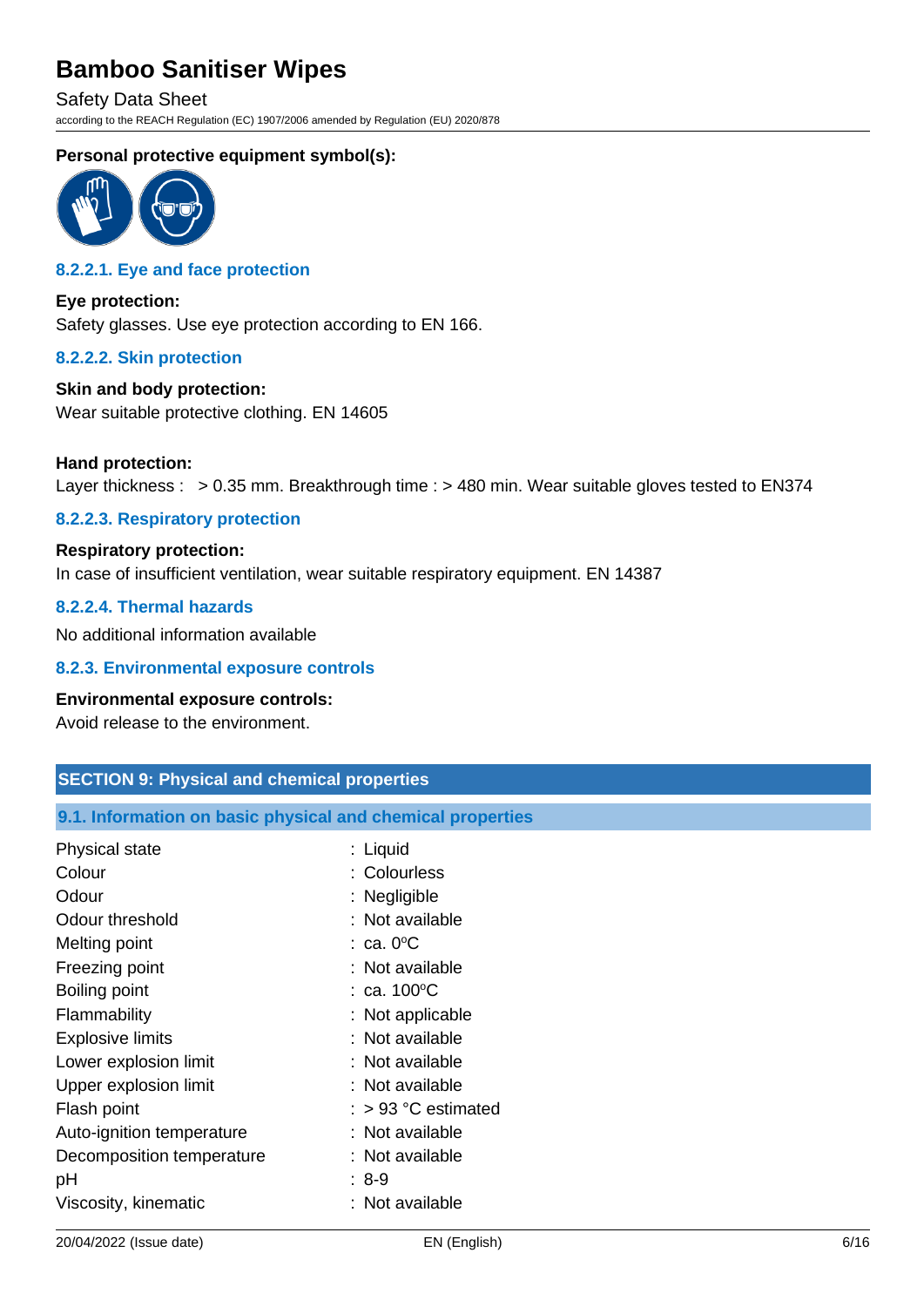**Personal protective equipment symbol(s):**

### 8.2.2.1. Eye and face protection

**Eye protection:**

Safety glasses. Use eye protection according to EN 166.

### 8.2.2.2. Skin protection

**Skin and body protection:**

Wear suitable protective clothing. EN 14605

**Hand protection:**

Layer thickness : > 0.35 mm. Breakthrough time : > 480 min. Wear suitable gloves tested to EN374

### 8.2.2.3. Respiratory protection

**Respiratory protection:**

In case of insufficient ventilation, wear suitable respiratory equipment. EN 14387

### 8.2.2.4. Thermal hazards

No additional information available

### 8.2.3. Environmental exposure controls

**Environmental exposure controls:**

Avoid release to the environment.

## SECTION 9: Physical and chemical properties

### 9.1. Information on basic physical and chemical properties

| | |
|---|---|
| Physical state | : Liquid |
| Colour | : Colourless |
| Odour | : Negligible |
| Odour threshold | : Not available |
| Melting point | : ca. 0°C |
| Freezing point | : Not available |
| Boiling point | : ca. 100°C |
| Flammability | : Not applicable |
| Explosive limits | : Not available |
| Lower explosion limit | : Not available |
| Upper explosion limit | : Not available |
| Flash point | : > 93 °C estimated |
| Auto-ignition temperature | : Not available |
| Decomposition temperature | : Not available |
| pH | : 8-9 |
| Viscosity, kinematic | : Not available |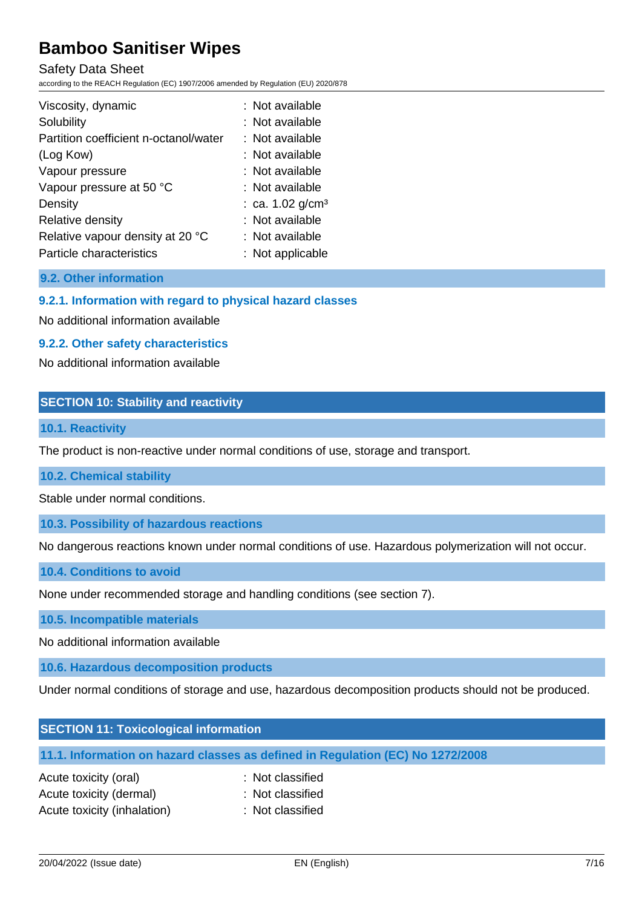| | |
|---|---|
| Viscosity, dynamic | : Not available |
| Solubility | : Not available |
| Partition coefficient n-octanol/water (Log Kow) | : Not available |
| Vapour pressure | : Not available |
| Vapour pressure at 50 °C | : Not available |
| Density | : ca. 1.02 g/cm³ |
| Relative density | : Not available |
| Relative vapour density at 20 °C | : Not available |
| Particle characteristics | : Not applicable |

### 9.2. Other information

#### 9.2.1. Information with regard to physical hazard classes

No additional information available

#### 9.2.2. Other safety characteristics

No additional information available

## SECTION 10: Stability and reactivity

### 10.1. Reactivity

The product is non-reactive under normal conditions of use, storage and transport.

### 10.2. Chemical stability

Stable under normal conditions.

### 10.3. Possibility of hazardous reactions

No dangerous reactions known under normal conditions of use. Hazardous polymerization will not occur.

### 10.4. Conditions to avoid

None under recommended storage and handling conditions (see section 7).

### 10.5. Incompatible materials

No additional information available

### 10.6. Hazardous decomposition products

Under normal conditions of storage and use, hazardous decomposition products should not be produced.

## SECTION 11: Toxicological information

### 11.1. Information on hazard classes as defined in Regulation (EC) No 1272/2008

| | |
|---|---|
| Acute toxicity (oral) | : Not classified |
| Acute toxicity (dermal) | : Not classified |
| Acute toxicity (inhalation) | : Not classified |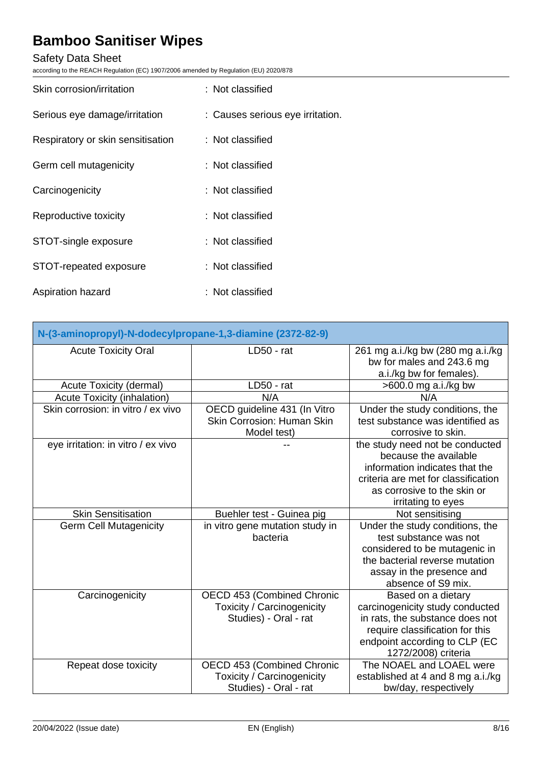Skin corrosion/irritation : Not classified

Serious eye damage/irritation : Causes serious eye irritation.

Respiratory or skin sensitisation : Not classified

Germ cell mutagenicity : Not classified

Carcinogenicity : Not classified

Reproductive toxicity : Not classified

STOT-single exposure : Not classified

STOT-repeated exposure : Not classified

Aspiration hazard : Not classified

| N-(3-aminopropyl)-N-dodecylpropane-1,3-diamine (2372-82-9) | | |
|---|---|---|
| Acute Toxicity Oral | LD50 - rat | 261 mg a.i./kg bw (280 mg a.i./kg bw for males and 243.6 mg a.i./kg bw for females). |
| Acute Toxicity (dermal) | LD50 - rat | >600.0 mg a.i./kg bw |
| Acute Toxicity (inhalation) | N/A | N/A |
| Skin corrosion: in vitro / ex vivo | OECD guideline 431 (In Vitro Skin Corrosion: Human Skin Model test) | Under the study conditions, the test substance was identified as corrosive to skin. |
| eye irritation: in vitro / ex vivo | -- | the study need not be conducted because the available information indicates that the criteria are met for classification as corrosive to the skin or irritating to eyes |
| Skin Sensitisation | Buehler test - Guinea pig | Not sensitising |
| Germ Cell Mutagenicity | in vitro gene mutation study in bacteria | Under the study conditions, the test substance was not considered to be mutagenic in the bacterial reverse mutation assay in the presence and absence of S9 mix. |
| Carcinogenicity | OECD 453 (Combined Chronic Toxicity / Carcinogenicity Studies) - Oral - rat | Based on a dietary carcinogenicity study conducted in rats, the substance does not require classification for this endpoint according to CLP (EC 1272/2008) criteria |
| Repeat dose toxicity | OECD 453 (Combined Chronic Toxicity / Carcinogenicity Studies) - Oral - rat | The NOAEL and LOAEL were established at 4 and 8 mg a.i./kg bw/day, respectively |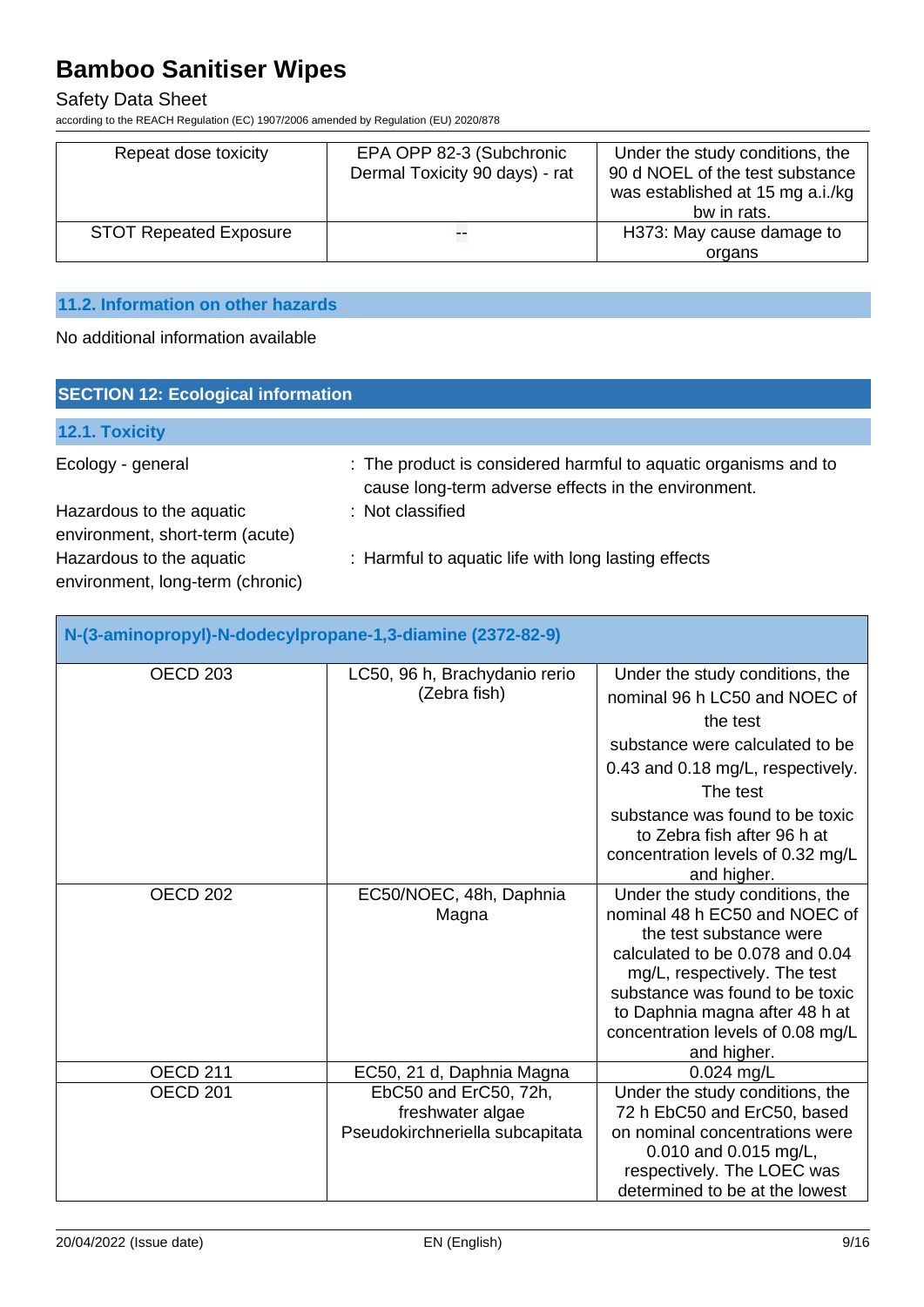| Repeat dose toxicity | EPA OPP 82-3 (Subchronic Dermal Toxicity 90 days) - rat | Under the study conditions, the 90 d NOEL of the test substance was established at 15 mg a.i./kg bw in rats. |
|---|---|---|
| STOT Repeated Exposure | -- | H373: May cause damage to organs |

### 11.2. Information on other hazards

No additional information available

## SECTION 12: Ecological information

### 12.1. Toxicity

Ecology - general : The product is considered harmful to aquatic organisms and to cause long-term adverse effects in the environment.

Hazardous to the aquatic environment, short-term (acute) : Not classified

Hazardous to the aquatic environment, long-term (chronic) : Harmful to aquatic life with long lasting effects

| N-(3-aminopropyl)-N-dodecylpropane-1,3-diamine (2372-82-9) | | |
|---|---|---|
| OECD 203 | LC50, 96 h, Brachydanio rerio (Zebra fish) | Under the study conditions, the nominal 96 h LC50 and NOEC of the test substance were calculated to be 0.43 and 0.18 mg/L, respectively. The test substance was found to be toxic to Zebra fish after 96 h at concentration levels of 0.32 mg/L and higher. |
| OECD 202 | EC50/NOEC, 48h, Daphnia Magna | Under the study conditions, the nominal 48 h EC50 and NOEC of the test substance were calculated to be 0.078 and 0.04 mg/L, respectively. The test substance was found to be toxic to Daphnia magna after 48 h at concentration levels of 0.08 mg/L and higher. |
| OECD 211 | EC50, 21 d, Daphnia Magna | 0.024 mg/L |
| OECD 201 | EbC50 and ErC50, 72h, freshwater algae Pseudokirchneriella subcapitata | Under the study conditions, the 72 h EbC50 and ErC50, based on nominal concentrations were 0.010 and 0.015 mg/L, respectively. The LOEC was determined to be at the lowest |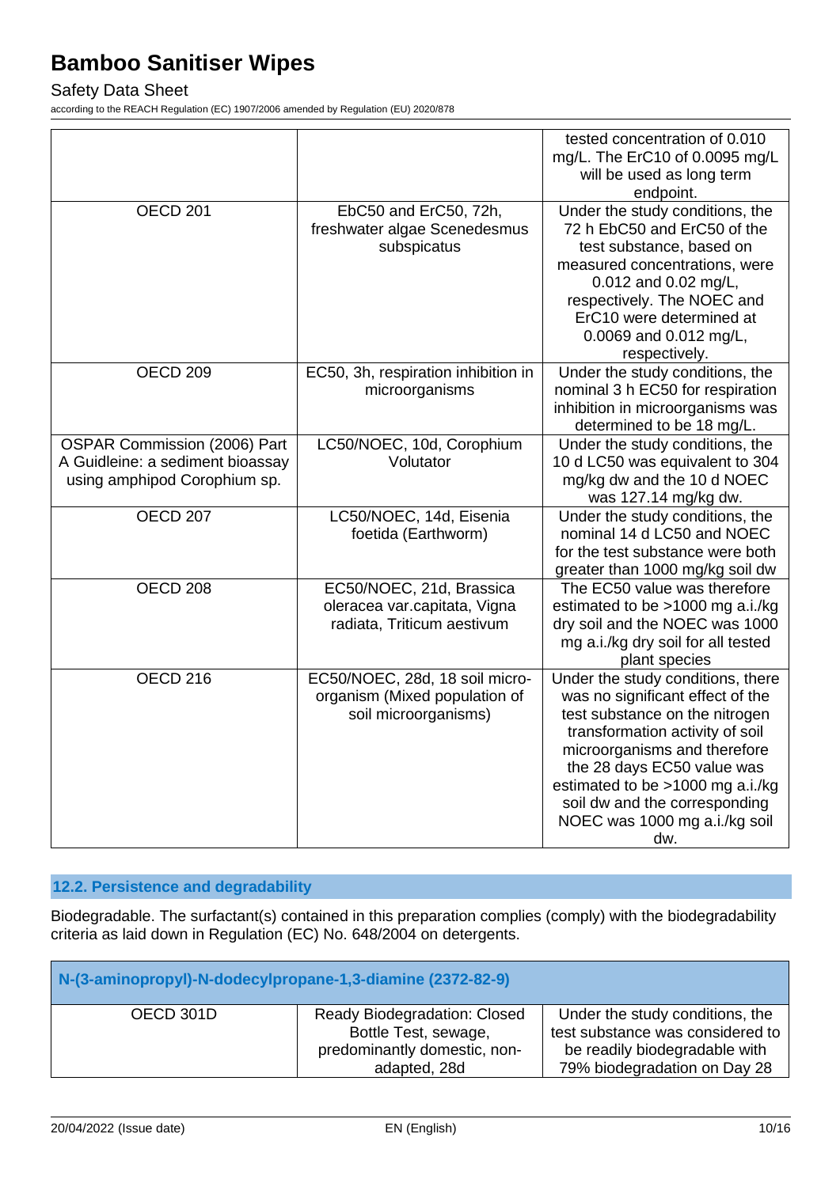| | | tested concentration of 0.010 mg/L. The ErC10 of 0.0095 mg/L will be used as long term endpoint. |
|---|---|---|
| OECD 201 | EbC50 and ErC50, 72h, freshwater algae Scenedesmus subspicatus | Under the study conditions, the 72 h EbC50 and ErC50 of the test substance, based on measured concentrations, were 0.012 and 0.02 mg/L, respectively. The NOEC and ErC10 were determined at 0.0069 and 0.012 mg/L, respectively. |
| OECD 209 | EC50, 3h, respiration inhibition in microorganisms | Under the study conditions, the nominal 3 h EC50 for respiration inhibition in microorganisms was determined to be 18 mg/L. |
| OSPAR Commission (2006) Part A Guideline: a sediment bioassay using amphipod Corophium sp. | LC50/NOEC, 10d, Corophium Volutator | Under the study conditions, the 10 d LC50 was equivalent to 304 mg/kg dw and the 10 d NOEC was 127.14 mg/kg dw. |
| OECD 207 | LC50/NOEC, 14d, Eisenia foetida (Earthworm) | Under the study conditions, the nominal 14 d LC50 and NOEC for the test substance were both greater than 1000 mg/kg soil dw |
| OECD 208 | EC50/NOEC, 21d, Brassica oleracea var.capitata, Vigna radiata, Triticum aestivum | The EC50 value was therefore estimated to be >1000 mg a.i./kg dry soil and the NOEC was 1000 mg a.i./kg dry soil for all tested plant species |
| OECD 216 | EC50/NOEC, 28d, 18 soil micro-organism (Mixed population of soil microorganisms) | Under the study conditions, there was no significant effect of the test substance on the nitrogen transformation activity of soil microorganisms and therefore the 28 days EC50 value was estimated to be >1000 mg a.i./kg soil dw and the corresponding NOEC was 1000 mg a.i./kg soil dw. |

## 12.2. Persistence and degradability

Biodegradable. The surfactant(s) contained in this preparation complies (comply) with the biodegradability criteria as laid down in Regulation (EC) No. 648/2004 on detergents.

| N-(3-aminopropyl)-N-dodecylpropane-1,3-diamine (2372-82-9) | | |
|---|---|---|
| OECD 301D | Ready Biodegradation: Closed Bottle Test, sewage, predominantly domestic, non-adapted, 28d | Under the study conditions, the test substance was considered to be readily biodegradable with 79% biodegradation on Day 28 |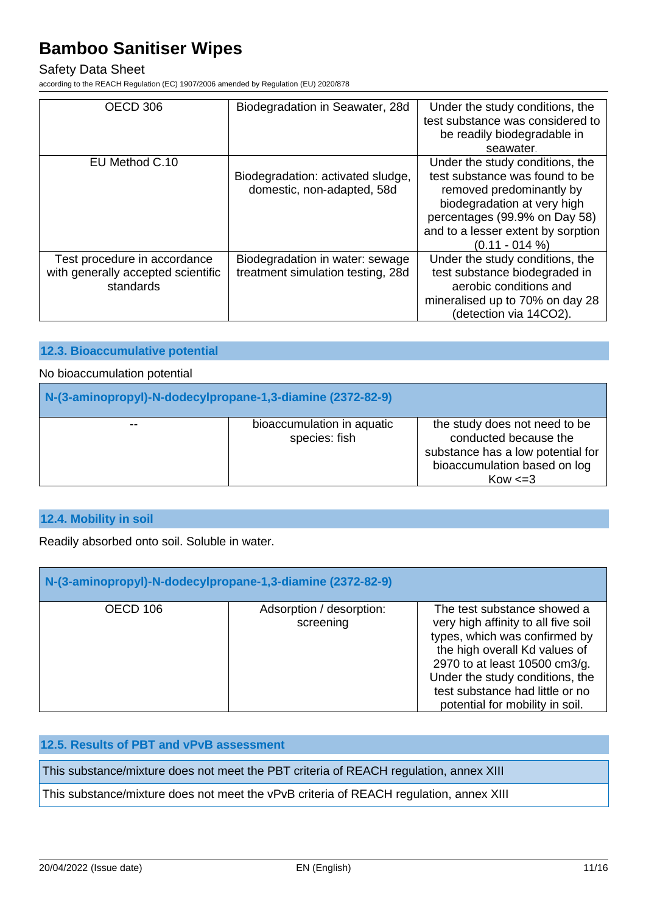| OECD 306 | Biodegradation in Seawater, 28d | Under the study conditions, the test substance was considered to be readily biodegradable in seawater. |
|---|---|---|
| EU Method C.10 | Biodegradation: activated sludge, domestic, non-adapted, 58d | Under the study conditions, the test substance was found to be removed predominantly by biodegradation at very high percentages (99.9% on Day 58) and to a lesser extent by sorption (0.11 - 014 %) |
| Test procedure in accordance with generally accepted scientific standards | Biodegradation in water: sewage treatment simulation testing, 28d | Under the study conditions, the test substance biodegraded in aerobic conditions and mineralised up to 70% on day 28 (detection via 14CO2). |

### 12.3. Bioaccumulative potential

No bioaccumulation potential

| N-(3-aminopropyl)-N-dodecylpropane-1,3-diamine (2372-82-9) | | |
|---|---|---|
| -- | bioaccumulation in aquatic species: fish | the study does not need to be conducted because the substance has a low potential for bioaccumulation based on log Kow <=3 |

### 12.4. Mobility in soil

Readily absorbed onto soil. Soluble in water.

| N-(3-aminopropyl)-N-dodecylpropane-1,3-diamine (2372-82-9) | | |
|---|---|---|
| OECD 106 | Adsorption / desorption: screening | The test substance showed a very high affinity to all five soil types, which was confirmed by the high overall Kd values of 2970 to at least 10500 cm3/g. Under the study conditions, the test substance had little or no potential for mobility in soil. |

### 12.5. Results of PBT and vPvB assessment

This substance/mixture does not meet the PBT criteria of REACH regulation, annex XIII

This substance/mixture does not meet the vPvB criteria of REACH regulation, annex XIII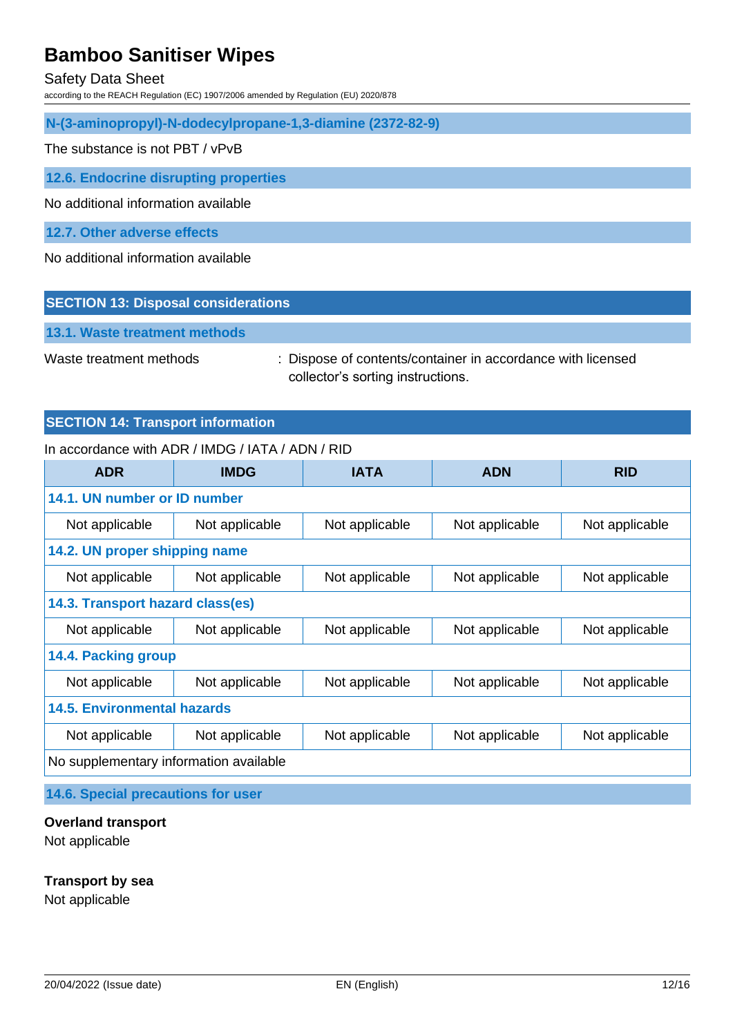### N-(3-aminopropyl)-N-dodecylpropane-1,3-diamine (2372-82-9)

The substance is not PBT / vPvB

### 12.6. Endocrine disrupting properties

No additional information available

### 12.7. Other adverse effects

No additional information available

## SECTION 13: Disposal considerations

### 13.1. Waste treatment methods

Waste treatment methods : Dispose of contents/container in accordance with licensed collector's sorting instructions.

## SECTION 14: Transport information

In accordance with ADR / IMDG / IATA / ADN / RID

| ADR | IMDG | IATA | ADN | RID |
|---|---|---|---|---|
| **14.1. UN number or ID number** | | | | |
| Not applicable | Not applicable | Not applicable | Not applicable | Not applicable |
| **14.2. UN proper shipping name** | | | | |
| Not applicable | Not applicable | Not applicable | Not applicable | Not applicable |
| **14.3. Transport hazard class(es)** | | | | |
| Not applicable | Not applicable | Not applicable | Not applicable | Not applicable |
| **14.4. Packing group** | | | | |
| Not applicable | Not applicable | Not applicable | Not applicable | Not applicable |
| **14.5. Environmental hazards** | | | | |
| Not applicable | Not applicable | Not applicable | Not applicable | Not applicable |
| No supplementary information available | | | | |

### 14.6. Special precautions for user

**Overland transport**
Not applicable

**Transport by sea**
Not applicable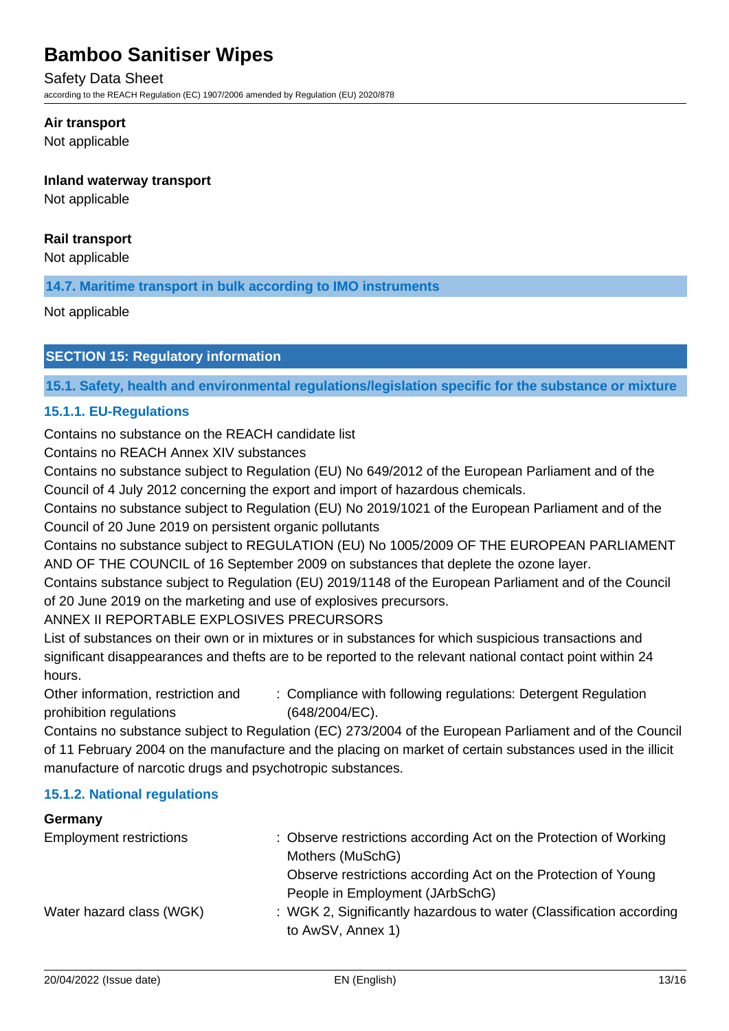**Air transport**

Not applicable

**Inland waterway transport**

Not applicable

**Rail transport**

Not applicable

### 14.7. Maritime transport in bulk according to IMO instruments

Not applicable

## SECTION 15: Regulatory information

### 15.1. Safety, health and environmental regulations/legislation specific for the substance or mixture

#### 15.1.1. EU-Regulations

Contains no substance on the REACH candidate list

Contains no REACH Annex XIV substances

Contains no substance subject to Regulation (EU) No 649/2012 of the European Parliament and of the Council of 4 July 2012 concerning the export and import of hazardous chemicals.

Contains no substance subject to Regulation (EU) No 2019/1021 of the European Parliament and of the Council of 20 June 2019 on persistent organic pollutants

Contains no substance subject to REGULATION (EU) No 1005/2009 OF THE EUROPEAN PARLIAMENT AND OF THE COUNCIL of 16 September 2009 on substances that deplete the ozone layer.

Contains substance subject to Regulation (EU) 2019/1148 of the European Parliament and of the Council of 20 June 2019 on the marketing and use of explosives precursors.

ANNEX II REPORTABLE EXPLOSIVES PRECURSORS

List of substances on their own or in mixtures or in substances for which suspicious transactions and significant disappearances and thefts are to be reported to the relevant national contact point within 24 hours.

Other information, restriction and prohibition regulations : Compliance with following regulations: Detergent Regulation (648/2004/EC).

Contains no substance subject to Regulation (EC) 273/2004 of the European Parliament and of the Council of 11 February 2004 on the manufacture and the placing on market of certain substances used in the illicit manufacture of narcotic drugs and psychotropic substances.

#### 15.1.2. National regulations

**Germany**

Employment restrictions : Observe restrictions according Act on the Protection of Working Mothers (MuSchG)
Observe restrictions according Act on the Protection of Young People in Employment (JArbSchG)

Water hazard class (WGK) : WGK 2, Significantly hazardous to water (Classification according to AwSV, Annex 1)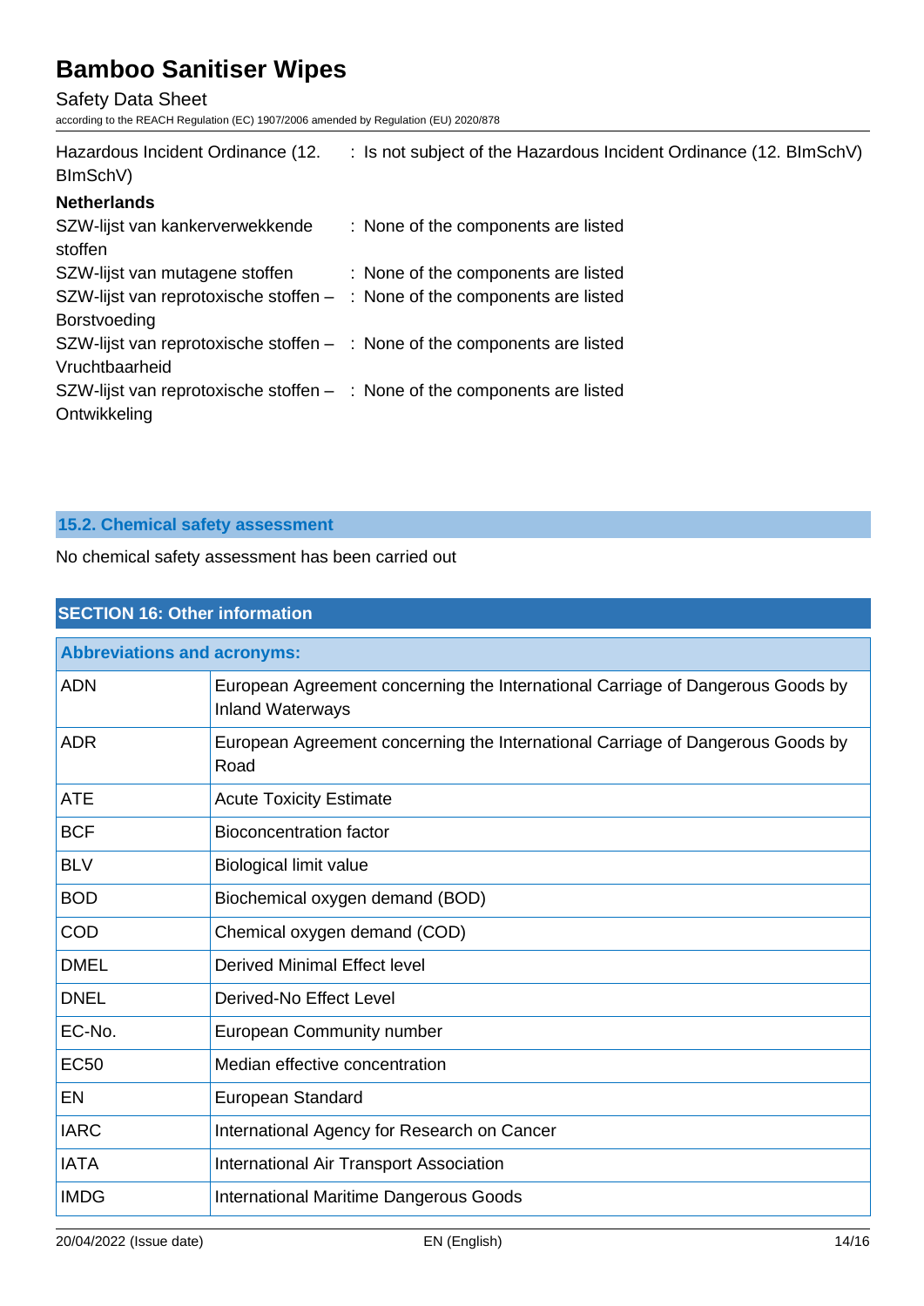| | |
|---|---|
| Hazardous Incident Ordinance (12. BImSchV) | : Is not subject of the Hazardous Incident Ordinance (12. BImSchV) |

**Netherlands**

| | |
|---|---|
| SZW-lijst van kankerverwekkende stoffen | : None of the components are listed |
| SZW-lijst van mutagene stoffen | : None of the components are listed |
| SZW-lijst van reprotoxische stoffen – Borstvoeding | : None of the components are listed |
| SZW-lijst van reprotoxische stoffen – Vruchtbaarheid | : None of the components are listed |
| SZW-lijst van reprotoxische stoffen – Ontwikkeling | : None of the components are listed |

### 15.2. Chemical safety assessment

No chemical safety assessment has been carried out

## SECTION 16: Other information

| Abbreviations and acronyms: | |
|---|---|
| ADN | European Agreement concerning the International Carriage of Dangerous Goods by Inland Waterways |
| ADR | European Agreement concerning the International Carriage of Dangerous Goods by Road |
| ATE | Acute Toxicity Estimate |
| BCF | Bioconcentration factor |
| BLV | Biological limit value |
| BOD | Biochemical oxygen demand (BOD) |
| COD | Chemical oxygen demand (COD) |
| DMEL | Derived Minimal Effect level |
| DNEL | Derived-No Effect Level |
| EC-No. | European Community number |
| EC50 | Median effective concentration |
| EN | European Standard |
| IARC | International Agency for Research on Cancer |
| IATA | International Air Transport Association |
| IMDG | International Maritime Dangerous Goods |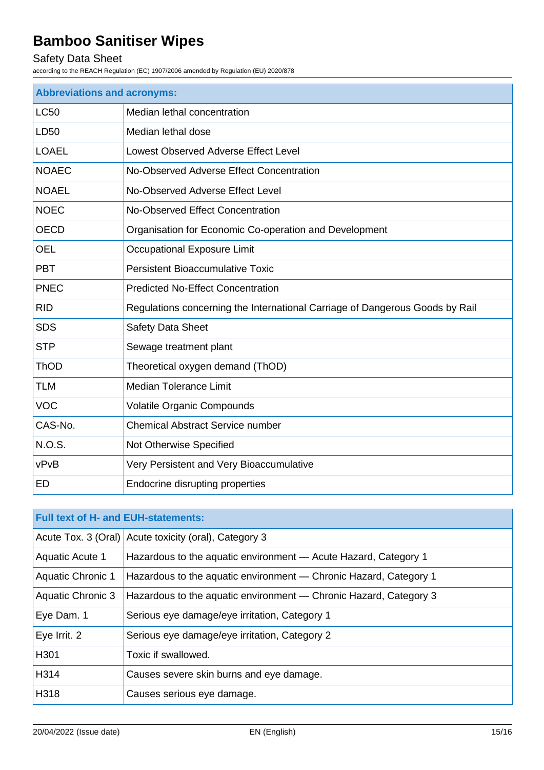| Abbreviations and acronyms: | |
|---|---|
| LC50 | Median lethal concentration |
| LD50 | Median lethal dose |
| LOAEL | Lowest Observed Adverse Effect Level |
| NOAEC | No-Observed Adverse Effect Concentration |
| NOAEL | No-Observed Adverse Effect Level |
| NOEC | No-Observed Effect Concentration |
| OECD | Organisation for Economic Co-operation and Development |
| OEL | Occupational Exposure Limit |
| PBT | Persistent Bioaccumulative Toxic |
| PNEC | Predicted No-Effect Concentration |
| RID | Regulations concerning the International Carriage of Dangerous Goods by Rail |
| SDS | Safety Data Sheet |
| STP | Sewage treatment plant |
| ThOD | Theoretical oxygen demand (ThOD) |
| TLM | Median Tolerance Limit |
| VOC | Volatile Organic Compounds |
| CAS-No. | Chemical Abstract Service number |
| N.O.S. | Not Otherwise Specified |
| vPvB | Very Persistent and Very Bioaccumulative |
| ED | Endocrine disrupting properties |

| Full text of H- and EUH-statements: | |
|---|---|
| Acute Tox. 3 (Oral) | Acute toxicity (oral), Category 3 |
| Aquatic Acute 1 | Hazardous to the aquatic environment — Acute Hazard, Category 1 |
| Aquatic Chronic 1 | Hazardous to the aquatic environment — Chronic Hazard, Category 1 |
| Aquatic Chronic 3 | Hazardous to the aquatic environment — Chronic Hazard, Category 3 |
| Eye Dam. 1 | Serious eye damage/eye irritation, Category 1 |
| Eye Irrit. 2 | Serious eye damage/eye irritation, Category 2 |
| H301 | Toxic if swallowed. |
| H314 | Causes severe skin burns and eye damage. |
| H318 | Causes serious eye damage. |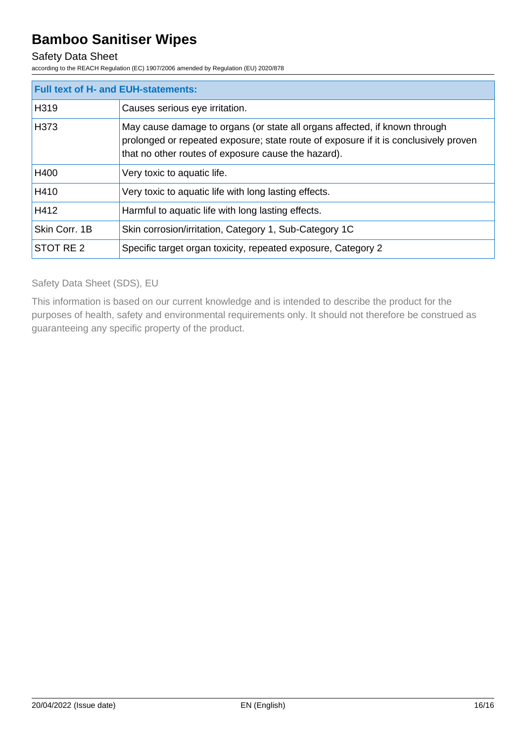| Full text of H- and EUH-statements: | |
|---|---|
| H319 | Causes serious eye irritation. |
| H373 | May cause damage to organs (or state all organs affected, if known through prolonged or repeated exposure; state route of exposure if it is conclusively proven that no other routes of exposure cause the hazard). |
| H400 | Very toxic to aquatic life. |
| H410 | Very toxic to aquatic life with long lasting effects. |
| H412 | Harmful to aquatic life with long lasting effects. |
| Skin Corr. 1B | Skin corrosion/irritation, Category 1, Sub-Category 1C |
| STOT RE 2 | Specific target organ toxicity, repeated exposure, Category 2 |

Safety Data Sheet (SDS), EU

This information is based on our current knowledge and is intended to describe the product for the purposes of health, safety and environmental requirements only. It should not therefore be construed as guaranteeing any specific property of the product.